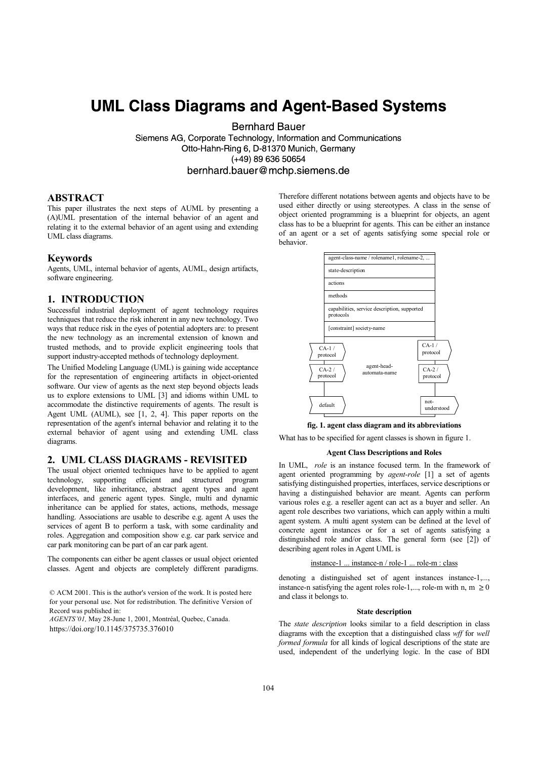# UML Class Diagrams and Agent-Based Systems

Bernhard Bauer

Siemens AG, Corporate Technology, Information and Communications
Otto-Hahn-Ring 6, D-81370 Munich, Germany
(+49) 89 636 50654
bernhard.bauer@mchp.siemens.de

## ABSTRACT

This paper illustrates the next steps of AUML by presenting a (A)UML presentation of the internal behavior of an agent and relating it to the external behavior of an agent using and extending UML class diagrams.

## Keywords

Agents, UML, internal behavior of agents, AUML, design artifacts, software engineering.

## 1. INTRODUCTION

Successful industrial deployment of agent technology requires techniques that reduce the risk inherent in any new technology. Two ways that reduce risk in the eyes of potential adopters are: to present the new technology as an incremental extension of known and trusted methods, and to provide explicit engineering tools that support industry-accepted methods of technology deployment.

The Unified Modeling Language (UML) is gaining wide acceptance for the representation of engineering artifacts in object-oriented software. Our view of agents as the next step beyond objects leads us to explore extensions to UML [3] and idioms within UML to accommodate the distinctive requirements of agents. The result is Agent UML (AUML), see [1, 2, 4]. This paper reports on the representation of the agent's internal behavior and relating it to the external behavior of agent using and extending UML class diagrams.

## 2. UML CLASS DIAGRAMS - REVISITED

The usual object oriented techniques have to be applied to agent technology, supporting efficient and structured program development, like inheritance, abstract agent types and agent interfaces, and generic agent types. Single, multi and dynamic inheritance can be applied for states, actions, methods, message handling. Associations are usable to describe e.g. agent A uses the services of agent B to perform a task, with some cardinality and roles. Aggregation and composition show e.g. car park service and car park monitoring can be part of an car park agent.

The components can either be agent classes or usual object oriented classes. Agent and objects are completely different paradigms. Therefore different notations between agents and objects have to be used either directly or using stereotypes. A class in the sense of object oriented programming is a blueprint for objects, an agent class has to be a blueprint for agents. This can be either an instance of an agent or a set of agents satisfying some special role or behavior.

| agent-class-name / rolename1, rolename-2, ... |
| --- |
| state-description |
| actions |
| methods |
| capabilities, service description, supported protocols |
| [constraint] society-name |

CA-1 / protocol, CA-2 / protocol, default (left); agent-head-automata-name (center); CA-1 / protocol, CA-2 / protocol, not-understood (right)

**fig. 1. agent class diagram and its abbreviations**

What has to be specified for agent classes is shown in figure 1.

#### Agent Class Descriptions and Roles

In UML, *role* is an instance focused term. In the framework of agent oriented programming by *agent-role* [1] a set of agents satisfying distinguished properties, interfaces, service descriptions or having a distinguished behavior are meant. Agents can perform various roles e.g. a reseller agent can act as a buyer and seller. An agent role describes two variations, which can apply within a multi agent system. A multi agent system can be defined at the level of concrete agent instances or for a set of agents satisfying a distinguished role and/or class. The general form (see [2]) of describing agent roles in Agent UML is

<u>instance-1 ... instance-n / role-1 ... role-m : class</u>

denoting a distinguished set of agent instances instance-1,..., instance-n satisfying the agent roles role-1,..., role-m with $n, m \geq 0$ and class it belongs to.

#### State description

The *state description* looks similar to a field description in class diagrams with the exception that a distinguished class *wff* for *well formed formula* for all kinds of logical descriptions of the state are used, independent of the underlying logic. In the case of BDI

© ACM 2001. This is the author's version of the work. It is posted here for your personal use. Not for redistribution. The definitive Version of Record was published in:
*AGENTS'01,* May 28-June 1, 2001, Montréal, Quebec, Canada.
https://doi.org/10.1145/375735.376010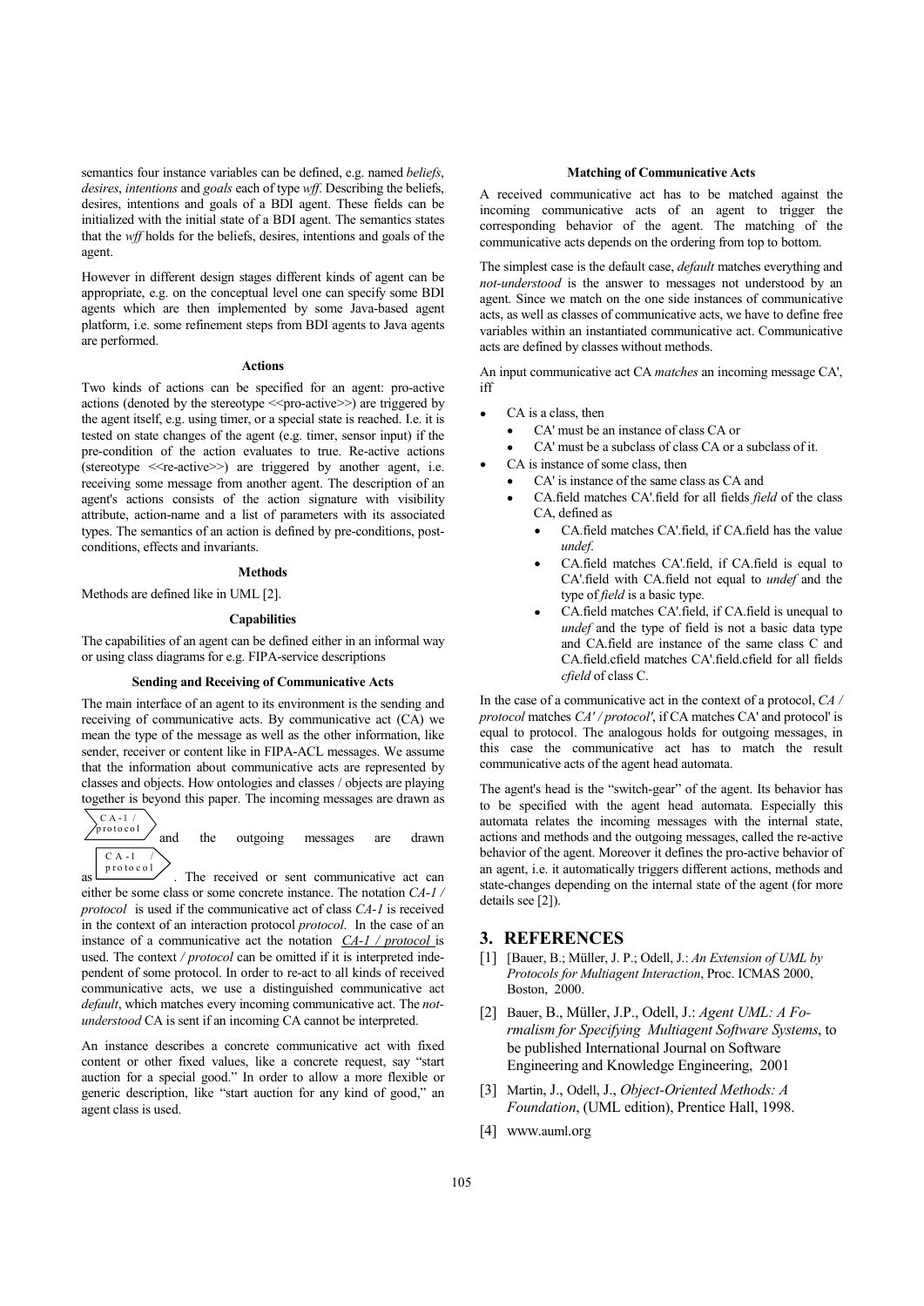semantics four instance variables can be defined, e.g. named *beliefs*, *desires*, *intentions* and *goals* each of type *wff*. Describing the beliefs, desires, intentions and goals of the agent. These fields can be initialized with the initial state of a BDI agent. The semantics states that the *wff* holds for the beliefs, desires, intentions and goals of the agent.

However in different design stages different kinds of agent can be appropriate, e.g. on the conceptual level one can specify some BDI agents which are then implemented by some Java-based agent platform, i.e. some refinement steps from BDI agents to Java agents are performed.

#### Actions

Two kinds of actions can be specified for an agent: pro-active actions (denoted by the stereotype <<pro-active>>) are triggered by the agent itself, e.g. using timer, or a special state is reached. I.e. it is tested on state changes of the agent (e.g. timer, sensor input) if the pre-condition of the action evaluates to true. Re-active actions (stereotype <<re-active>>) are triggered by another agent, i.e. receiving some message from another agent. The description of an agent's actions consists of the action signature with visibility attribute, action-name and a list of parameters with its associated types. The semantics of an action is defined by pre-conditions, post-conditions, effects and invariants.

#### Methods

Methods are defined like in UML [2].

#### Capabilities

The capabilities of an agent can be defined either in an informal way or using class diagrams for e.g. FIPA-service descriptions

#### Sending and Receiving of Communicative Acts

The main interface of an agent to its environment is the sending and receiving of communicative acts. By communicative act (CA) we mean the type of the message as well as the other information, like sender, receiver or content like in FIPA-ACL messages. We assume that the information about communicative acts are represented by classes and objects. How ontologies and classes / objects are playing together is beyond this paper. The incoming messages are drawn as CA-1 / protocol and the outgoing messages are drawn as CA-1 / protocol. The received or sent communicative act can either be some class or some concrete instance. The notation *CA-1 / protocol* is used if the communicative act of class *CA-1* is received in the context of an interaction protocol *protocol*. In the case of an instance of a communicative act the notation *CA-1 / protocol* is used. The context */ protocol* can be omitted if it is interpreted independent of some protocol. In order to re-act to all kinds of received communicative acts, we use a distinguished communicative act *default*, which matches every incoming communicative act. The *not-understood* CA is sent if an incoming CA cannot be interpreted.

An instance describes a concrete communicative act with fixed content or other fixed values, like a concrete request, say "start auction for a special good." In order to allow a more flexible or generic description, like "start auction for any kind of good," an agent class is used.

#### Matching of Communicative Acts

A received communicative act has to be matched against the incoming communicative acts of an agent to trigger the corresponding behavior of the agent. The matching of the communicative acts depends on the ordering from top to bottom.

The simplest case is the default case, *default* matches everything and *not-understood* is the answer to messages not understood by an agent. Since we match on the one side instances of communicative acts, as well as classes of communicative acts, we have to define free variables within an instantiated communicative act. Communicative acts are defined by classes without methods.

An input communicative act CA *matches* an incoming message CA', iff

- CA is a class, then
  - CA' must be an instance of class CA or
  - CA' must be a subclass of class CA or a subclass of it.
- CA is instance of some class, then
  - CA' is instance of the same class as CA and
  - CA.field matches CA'.field for all fields *field* of the class CA, defined as
    - CA.field matches CA'.field, if CA.field has the value *undef*.
    - CA.field matches CA'.field, if CA.field is equal to CA'.field with CA.field not equal to *undef* and the type of *field* is a basic type.
    - CA.field matches CA'.field, if CA.field is unequal to *undef* and the type of field is not a basic data type and CA.field are instance of the same class C and CA.field.cfield matches CA'.field.cfield for all fields *cfield* of class C.

In the case of a communicative act in the context of a protocol, *CA / protocol* matches *CA' / protocol'*, if CA matches CA' and protocol' is equal to protocol. The analogous holds for outgoing messages, in this case the communicative act has to match the result communicative acts of the agent head automata.

The agent's head is the "switch-gear" of the agent. Its behavior has to be specified with the agent head automata. Especially this automata relates the incoming messages with the internal state, actions and methods and the outgoing messages, called the re-active behavior of the agent. Moreover it defines the pro-active behavior of an agent, i.e. it automatically triggers different actions, methods and state-changes depending on the internal state of the agent (for more details see [2]).

## 3. REFERENCES

[1] [Bauer, B.; Müller, J. P.; Odell, J.: *An Extension of UML by Protocols for Multiagent Interaction*, Proc. ICMAS 2000, Boston, 2000.

[2] Bauer, B., Müller, J.P., Odell, J.: *Agent UML: A Formalism for Specifying Multiagent Software Systems*, to be published International Journal on Software Engineering and Knowledge Engineering, 2001

[3] Martin, J., Odell, J., *Object-Oriented Methods: A Foundation*, (UML edition), Prentice Hall, 1998.

[4] www.auml.org